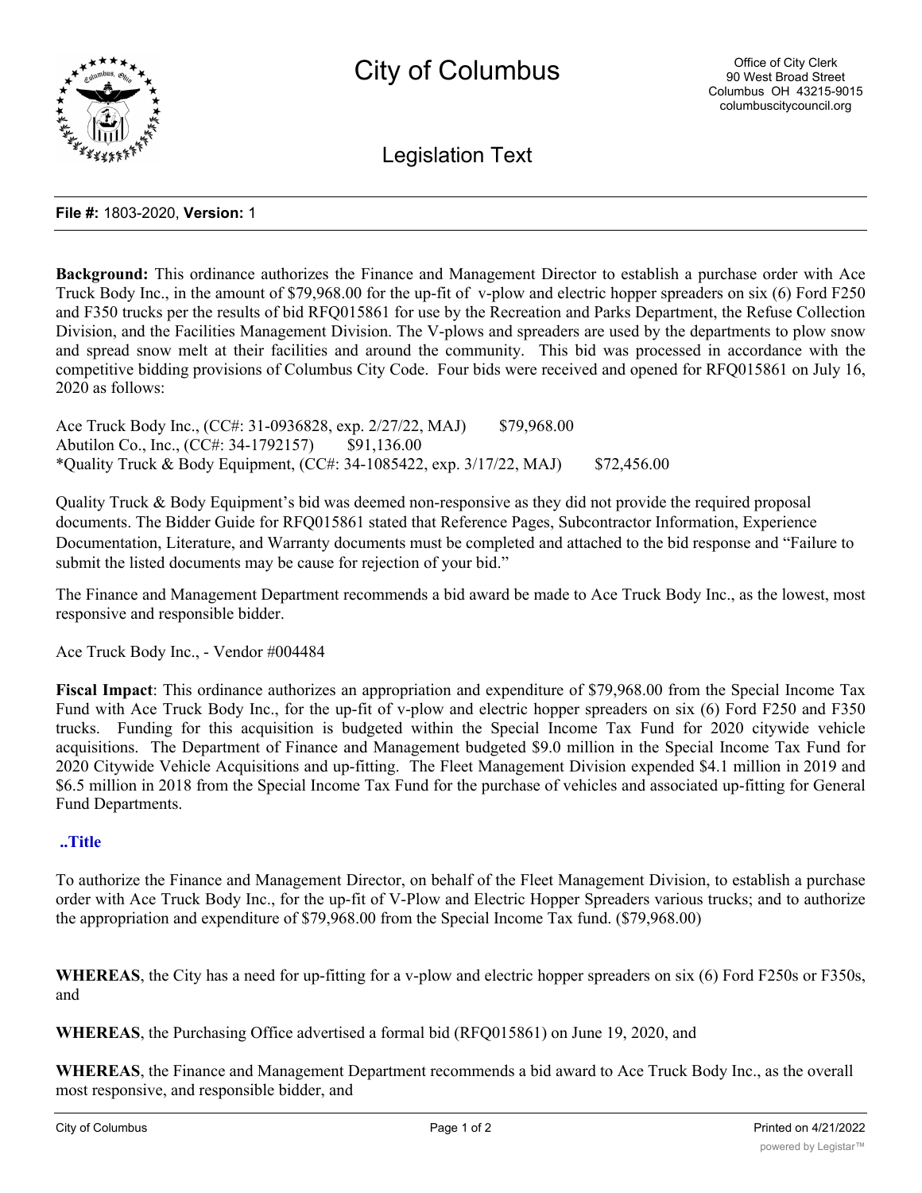# City of Columbus

Office of City Clerk
90 West Broad Street
Columbus OH 43215-9015
columbuscitycouncil.org

## Legislation Text

**File #:** 1803-2020, **Version:** 1

**Background:** This ordinance authorizes the Finance and Management Director to establish a purchase order with Ace Truck Body Inc., in the amount of $79,968.00 for the up-fit of v-plow and electric hopper spreaders on six (6) Ford F250 and F350 trucks per the results of bid RFQ015861 for use by the Recreation and Parks Department, the Refuse Collection Division, and the Facilities Management Division. The V-plows and spreaders are used by the departments to plow snow and spread snow melt at their facilities and around the community. This bid was processed in accordance with the competitive bidding provisions of Columbus City Code. Four bids were received and opened for RFQ015861 on July 16, 2020 as follows:

Ace Truck Body Inc., (CC#: 31-0936828, exp. 2/27/22, MAJ) $79,968.00
Abutilon Co., Inc., (CC#: 34-1792157) $91,136.00
*Quality Truck & Body Equipment, (CC#: 34-1085422, exp. 3/17/22, MAJ) $72,456.00

Quality Truck & Body Equipment's bid was deemed non-responsive as they did not provide the required proposal documents. The Bidder Guide for RFQ015861 stated that Reference Pages, Subcontractor Information, Experience Documentation, Literature, and Warranty documents must be completed and attached to the bid response and "Failure to submit the listed documents may be cause for rejection of your bid."

The Finance and Management Department recommends a bid award be made to Ace Truck Body Inc., as the lowest, most responsive and responsible bidder.

Ace Truck Body Inc., - Vendor #004484

**Fiscal Impact**: This ordinance authorizes an appropriation and expenditure of $79,968.00 from the Special Income Tax Fund with Ace Truck Body Inc., for the up-fit of v-plow and electric hopper spreaders on six (6) Ford F250 and F350 trucks. Funding for this acquisition is budgeted within the Special Income Tax Fund for 2020 citywide vehicle acquisitions. The Department of Finance and Management budgeted $9.0 million in the Special Income Tax Fund for 2020 Citywide Vehicle Acquisitions and up-fitting. The Fleet Management Division expended $4.1 million in 2019 and $6.5 million in 2018 from the Special Income Tax Fund for the purchase of vehicles and associated up-fitting for General Fund Departments.

**..Title**

To authorize the Finance and Management Director, on behalf of the Fleet Management Division, to establish a purchase order with Ace Truck Body Inc., for the up-fit of V-Plow and Electric Hopper Spreaders various trucks; and to authorize the appropriation and expenditure of $79,968.00 from the Special Income Tax fund. ($79,968.00)

**WHEREAS**, the City has a need for up-fitting for a v-plow and electric hopper spreaders on six (6) Ford F250s or F350s, and

**WHEREAS**, the Purchasing Office advertised a formal bid (RFQ015861) on June 19, 2020, and

**WHEREAS**, the Finance and Management Department recommends a bid award to Ace Truck Body Inc., as the overall most responsive, and responsible bidder, and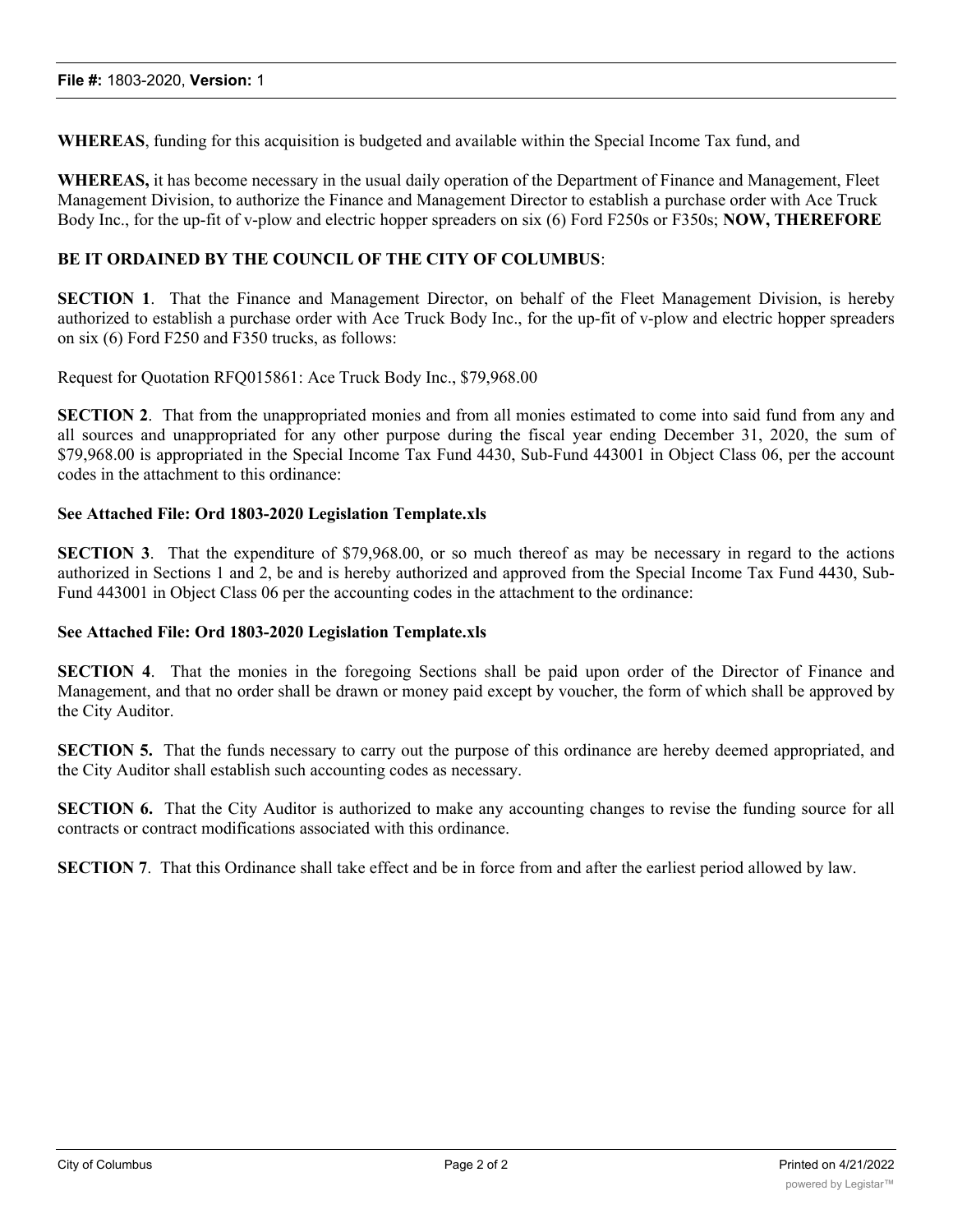**WHEREAS**, funding for this acquisition is budgeted and available within the Special Income Tax fund, and

**WHEREAS,** it has become necessary in the usual daily operation of the Department of Finance and Management, Fleet Management Division, to authorize the Finance and Management Director to establish a purchase order with Ace Truck Body Inc., for the up-fit of v-plow and electric hopper spreaders on six (6) Ford F250s or F350s; **NOW, THEREFORE**

**BE IT ORDAINED BY THE COUNCIL OF THE CITY OF COLUMBUS**:

**SECTION 1**. That the Finance and Management Director, on behalf of the Fleet Management Division, is hereby authorized to establish a purchase order with Ace Truck Body Inc., for the up-fit of v-plow and electric hopper spreaders on six (6) Ford F250 and F350 trucks, as follows:

Request for Quotation RFQ015861: Ace Truck Body Inc., $79,968.00

**SECTION 2**. That from the unappropriated monies and from all monies estimated to come into said fund from any and all sources and unappropriated for any other purpose during the fiscal year ending December 31, 2020, the sum of $79,968.00 is appropriated in the Special Income Tax Fund 4430, Sub-Fund 443001 in Object Class 06, per the account codes in the attachment to this ordinance:

**See Attached File: Ord 1803-2020 Legislation Template.xls**

**SECTION 3**. That the expenditure of $79,968.00, or so much thereof as may be necessary in regard to the actions authorized in Sections 1 and 2, be and is hereby authorized and approved from the Special Income Tax Fund 4430, Sub-Fund 443001 in Object Class 06 per the accounting codes in the attachment to the ordinance:

**See Attached File: Ord 1803-2020 Legislation Template.xls**

**SECTION 4**. That the monies in the foregoing Sections shall be paid upon order of the Director of Finance and Management, and that no order shall be drawn or money paid except by voucher, the form of which shall be approved by the City Auditor.

**SECTION 5.** That the funds necessary to carry out the purpose of this ordinance are hereby deemed appropriated, and the City Auditor shall establish such accounting codes as necessary.

**SECTION 6.** That the City Auditor is authorized to make any accounting changes to revise the funding source for all contracts or contract modifications associated with this ordinance.

**SECTION 7**. That this Ordinance shall take effect and be in force from and after the earliest period allowed by law.